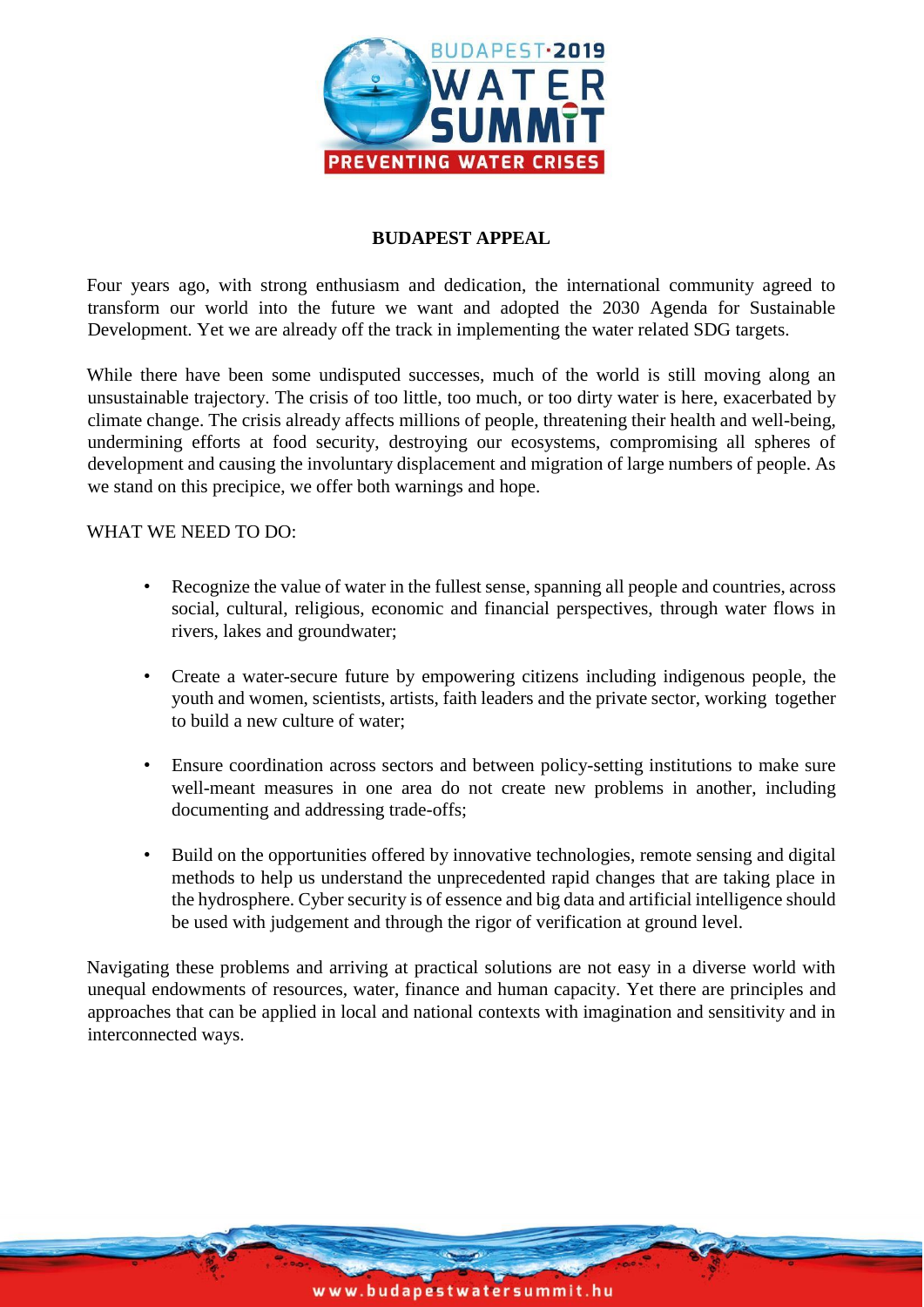# BUDAPEST APPEAL

Four years ago, with strong enthusiasm and dedication, the international community agreed to transform our world into the future we want and adopted the 2030 Agenda for Sustainable Development. Yet we are already off the track in implementing the water related SDG targets.

While there have been some undisputed successes, much of the world is still moving along an unsustainable trajectory. The crisis of too little, too much, or too dirty water is here, exacerbated by climate change. The crisis already affects millions of people, threatening their health and well-being, undermining efforts at food security, destroying our ecosystems, compromising all spheres of development and causing the involuntary displacement and migration of large numbers of people. As we stand on this precipice, we offer both warnings and hope.

WHAT WE NEED TO DO:

- Recognize the value of water in the fullest sense, spanning all people and countries, across social, cultural, religious, economic and financial perspectives, through water flows in rivers, lakes and groundwater;
- Create a water-secure future by empowering citizens including indigenous people, the youth and women, scientists, artists, faith leaders and the private sector, working together to build a new culture of water;
- Ensure coordination across sectors and between policy-setting institutions to make sure well-meant measures in one area do not create new problems in another, including documenting and addressing trade-offs;
- Build on the opportunities offered by innovative technologies, remote sensing and digital methods to help us understand the unprecedented rapid changes that are taking place in the hydrosphere. Cyber security is of essence and big data and artificial intelligence should be used with judgement and through the rigor of verification at ground level.

Navigating these problems and arriving at practical solutions are not easy in a diverse world with unequal endowments of resources, water, finance and human capacity. Yet there are principles and approaches that can be applied in local and national contexts with imagination and sensitivity and in interconnected ways.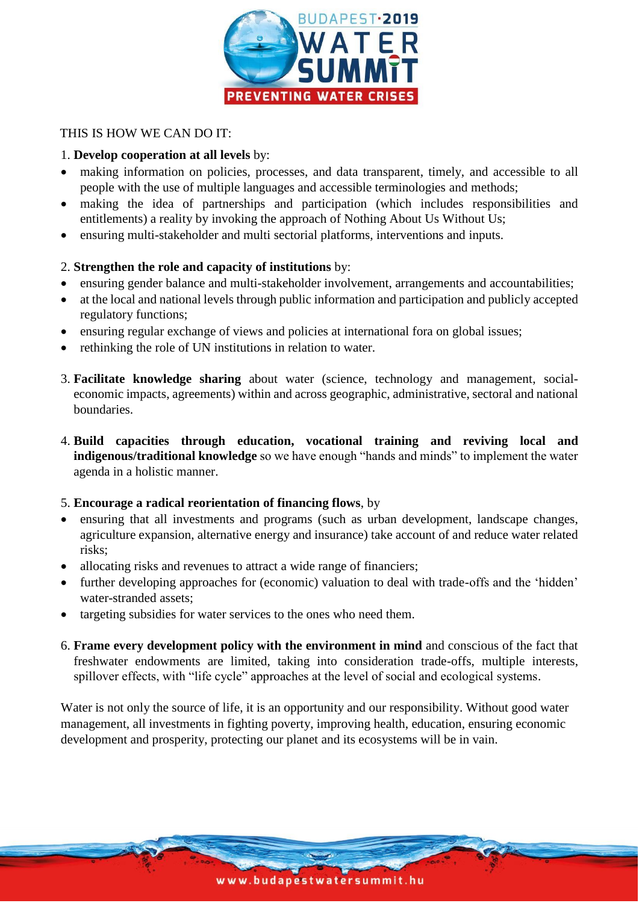THIS IS HOW WE CAN DO IT:

1. **Develop cooperation at all levels** by:
   - making information on policies, processes, and data transparent, timely, and accessible to all people with the use of multiple languages and accessible terminologies and methods;
   - making the idea of partnerships and participation (which includes responsibilities and entitlements) a reality by invoking the approach of Nothing About Us Without Us;
   - ensuring multi-stakeholder and multi sectorial platforms, interventions and inputs.

2. **Strengthen the role and capacity of institutions** by:
   - ensuring gender balance and multi-stakeholder involvement, arrangements and accountabilities;
   - at the local and national levels through public information and participation and publicly accepted regulatory functions;
   - ensuring regular exchange of views and policies at international fora on global issues;
   - rethinking the role of UN institutions in relation to water.

3. **Facilitate knowledge sharing** about water (science, technology and management, social-economic impacts, agreements) within and across geographic, administrative, sectoral and national boundaries.

4. **Build capacities through education, vocational training and reviving local and indigenous/traditional knowledge** so we have enough "hands and minds" to implement the water agenda in a holistic manner.

5. **Encourage a radical reorientation of financing flows**, by
   - ensuring that all investments and programs (such as urban development, landscape changes, agriculture expansion, alternative energy and insurance) take account of and reduce water related risks;
   - allocating risks and revenues to attract a wide range of financiers;
   - further developing approaches for (economic) valuation to deal with trade-offs and the 'hidden' water-stranded assets;
   - targeting subsidies for water services to the ones who need them.

6. **Frame every development policy with the environment in mind** and conscious of the fact that freshwater endowments are limited, taking into consideration trade-offs, multiple interests, spillover effects, with "life cycle" approaches at the level of social and ecological systems.

Water is not only the source of life, it is an opportunity and our responsibility. Without good water management, all investments in fighting poverty, improving health, education, ensuring economic development and prosperity, protecting our planet and its ecosystems will be in vain.